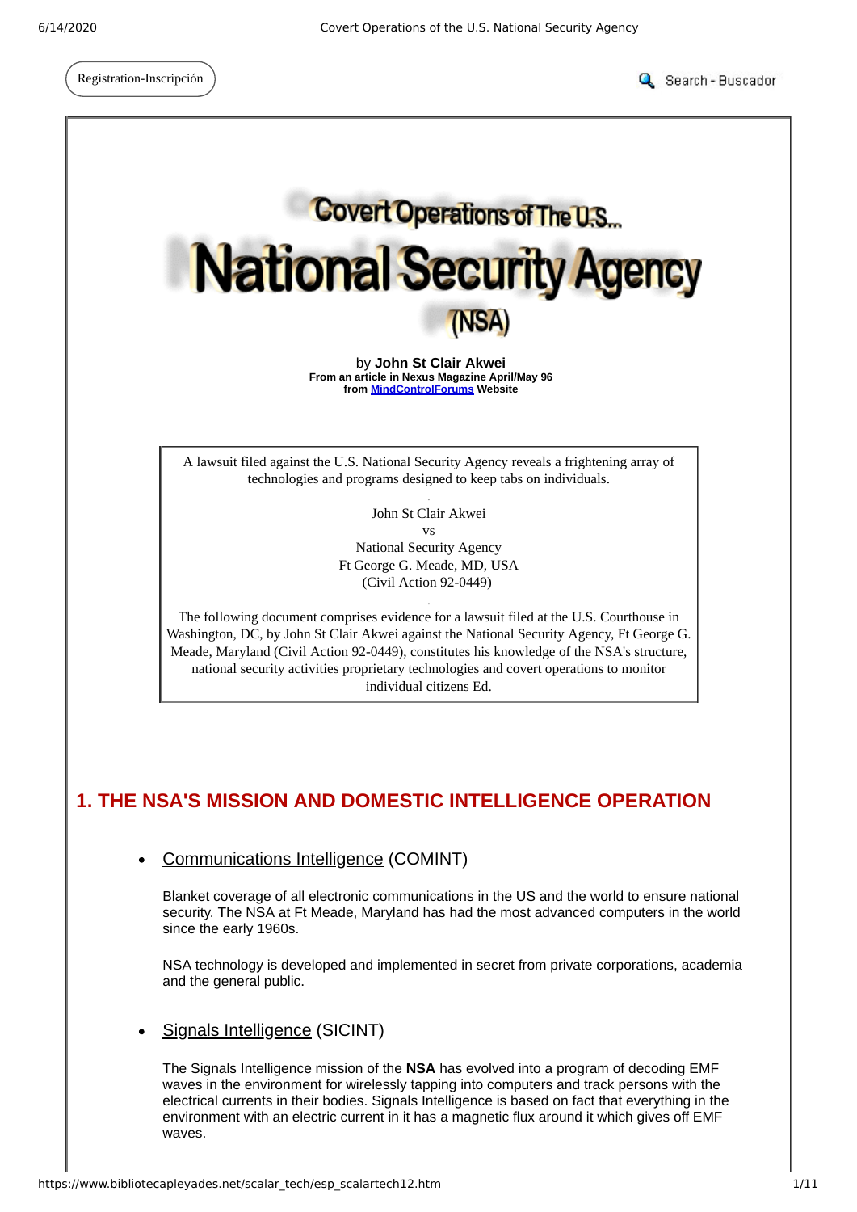Registration-Inscripción

Search - Buscador

# Covert Operations of The U.S... National Security Agency (NSA)

by **John St Clair Akwei**
**From an article in Nexus Magazine April/May 96**
**from [MindControlForums](MindControlForums) Website**

A lawsuit filed against the U.S. National Security Agency reveals a frightening array of technologies and programs designed to keep tabs on individuals.

John St Clair Akwei
vs
National Security Agency
Ft George G. Meade, MD, USA
(Civil Action 92-0449)

The following document comprises evidence for a lawsuit filed at the U.S. Courthouse in Washington, DC, by John St Clair Akwei against the National Security Agency, Ft George G. Meade, Maryland (Civil Action 92-0449), constitutes his knowledge of the NSA's structure, national security activities proprietary technologies and covert operations to monitor individual citizens Ed.

## 1. THE NSA'S MISSION AND DOMESTIC INTELLIGENCE OPERATION

- Communications Intelligence (COMINT)

  Blanket coverage of all electronic communications in the US and the world to ensure national security. The NSA at Ft Meade, Maryland has had the most advanced computers in the world since the early 1960s.

  NSA technology is developed and implemented in secret from private corporations, academia and the general public.

- Signals Intelligence (SICINT)

  The Signals Intelligence mission of the **NSA** has evolved into a program of decoding EMF waves in the environment for wirelessly tapping into computers and track persons with the electrical currents in their bodies. Signals Intelligence is based on fact that everything in the environment with an electric current in it has a magnetic flux around it which gives off EMF waves.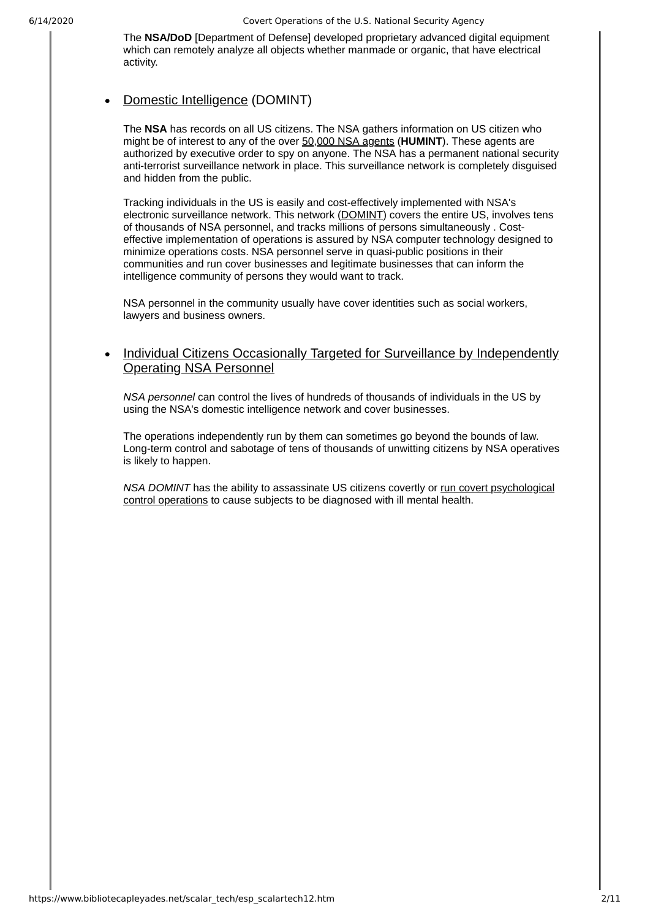The **NSA/DoD** [Department of Defense] developed proprietary advanced digital equipment which can remotely analyze all objects whether manmade or organic, that have electrical activity.

- Domestic Intelligence (DOMINT)

  The **NSA** has records on all US citizens. The NSA gathers information on US citizen who might be of interest to any of the over 50,000 NSA agents (**HUMINT**). These agents are authorized by executive order to spy on anyone. The NSA has a permanent national security anti-terrorist surveillance network in place. This surveillance network is completely disguised and hidden from the public.

  Tracking individuals in the US is easily and cost-effectively implemented with NSA's electronic surveillance network. This network (DOMINT) covers the entire US, involves tens of thousands of NSA personnel, and tracks millions of persons simultaneously . Cost-effective implementation of operations is assured by NSA computer technology designed to minimize operations costs. NSA personnel serve in quasi-public positions in their communities and run cover businesses and legitimate businesses that can inform the intelligence community of persons they would want to track.

  NSA personnel in the community usually have cover identities such as social workers, lawyers and business owners.

- Individual Citizens Occasionally Targeted for Surveillance by Independently Operating NSA Personnel

  *NSA personnel* can control the lives of hundreds of thousands of individuals in the US by using the NSA's domestic intelligence network and cover businesses.

  The operations independently run by them can sometimes go beyond the bounds of law. Long-term control and sabotage of tens of thousands of unwitting citizens by NSA operatives is likely to happen.

  *NSA DOMINT* has the ability to assassinate US citizens covertly or run covert psychological control operations to cause subjects to be diagnosed with ill mental health.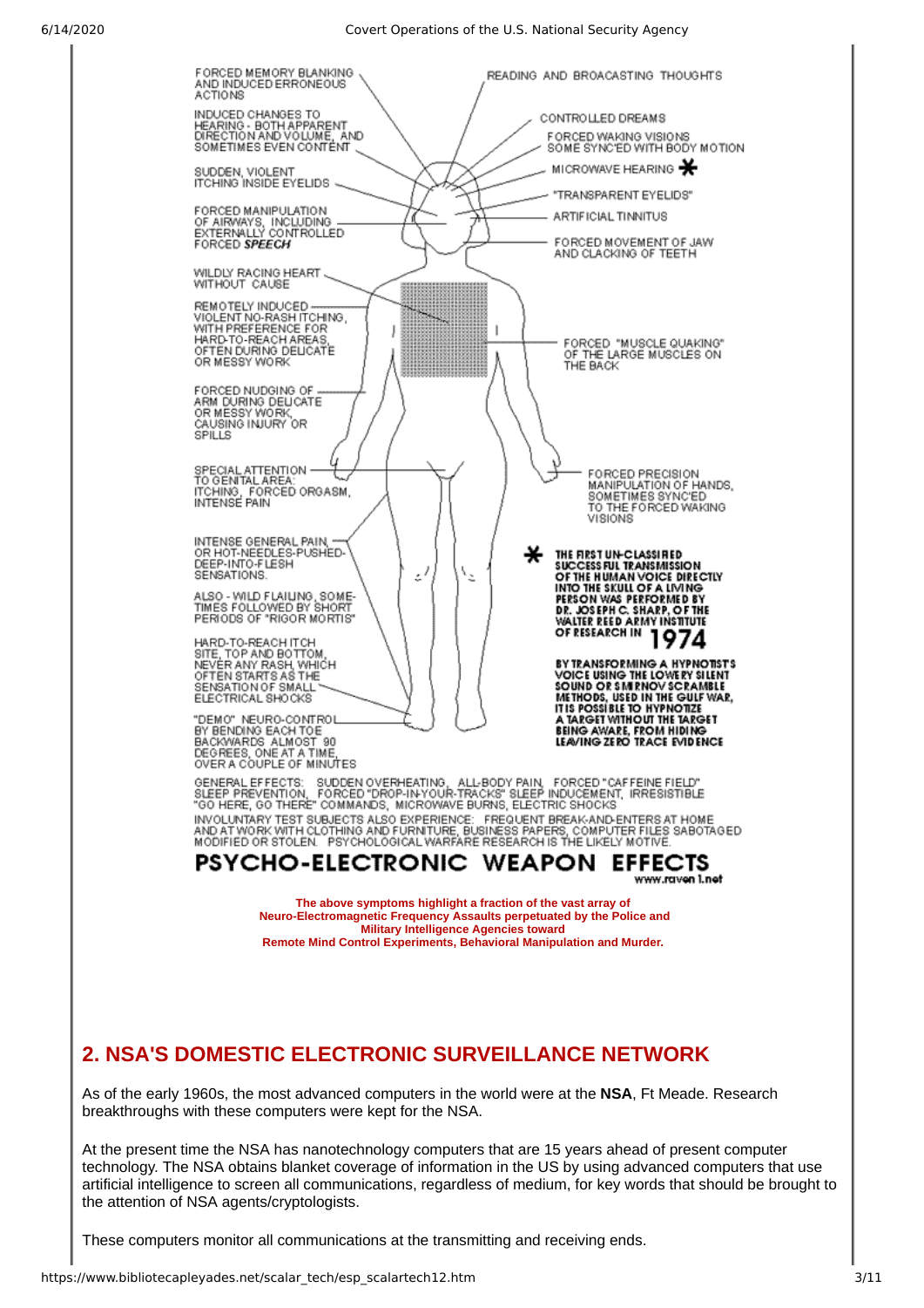FORCED MEMORY BLANKING AND INDUCED ERRONEOUS ACTIONS

INDUCED CHANGES TO HEARING - BOTH APPARENT DIRECTION AND VOLUME, AND SOMETIMES EVEN CONTENT

SUDDEN, VIOLENT ITCHING INSIDE EYELIDS

FORCED MANIPULATION OF AIRWAYS, INCLUDING EXTERNALLY CONTROLLED FORCED ***SPEECH***

WILDLY RACING HEART WITHOUT CAUSE

REMOTELY INDUCED VIOLENT NO-RASH ITCHING, WITH PREFERENCE FOR HARD-TO-REACH AREAS, OFTEN DURING DELICATE OR MESSY WORK

FORCED NUDGING OF ARM DURING DELICATE OR MESSY WORK, CAUSING INJURY OR SPILLS

SPECIAL ATTENTION TO GENITAL AREA: ITCHING, FORCED ORGASM, INTENSE PAIN

INTENSE GENERAL PAIN, OR HOT-NEEDLES-PUSHED-DEEP-INTO-FLESH SENSATIONS.

ALSO - WILD FLAILING, SOMETIMES FOLLOWED BY SHORT PERIODS OF "RIGOR MORTIS"

HARD-TO-REACH ITCH SITE, TOP AND BOTTOM, NEVER ANY RASH, WHICH OFTEN STARTS AS THE SENSATION OF SMALL ELECTRICAL SHOCKS

"DEMO" NEURO-CONTROL BY BENDING EACH TOE BACKWARDS ALMOST 90 DEGREES, ONE AT A TIME, OVER A COUPLE OF MINUTES

READING AND BROACASTING THOUGHTS

CONTROLLED DREAMS

FORCED WAKING VISIONS SOME SYNC'ED WITH BODY MOTION

MICROWAVE HEARING *

"TRANSPARENT EYELIDS"

ARTIFICIAL TINNITUS

FORCED MOVEMENT OF JAW AND CLACKING OF TEETH

FORCED "MUSCLE QUAKING" OF THE LARGE MUSCLES ON THE BACK

FORCED PRECISION MANIPULATION OF HANDS, SOMETIMES SYNC'ED TO THE FORCED WAKING VISIONS

**\* THE FIRST UN-CLASSIFIED SUCCESSFUL TRANSMISSION OF THE HUMAN VOICE DIRECTLY INTO THE SKULL OF A LIVING PERSON WAS PERFORMED BY DR. JOSEPH C. SHARP, OF THE WALTER REED ARMY INSTITUTE OF RESEARCH IN 1974**

**BY TRANSFORMING A HYPNOTIST'S VOICE USING THE LOWERY SILENT SOUND OR SMIRNOV SCRAMBLE METHODS, USED IN THE GULF WAR, IT IS POSSIBLE TO HYPNOTIZE A TARGET WITHOUT THE TARGET BEING AWARE, FROM HIDING LEAVING ZERO TRACE EVIDENCE**

GENERAL EFFECTS: SUDDEN OVERHEATING, ALL-BODY PAIN, FORCED "CAFFEINE FIELD" SLEEP PREVENTION, FORCED "DROP-IN-YOUR-TRACKS" SLEEP INDUCEMENT, IRRESISTIBLE "GO HERE, GO THERE" COMMANDS, MICROWAVE BURNS, ELECTRIC SHOCKS

INVOLUNTARY TEST SUBJECTS ALSO EXPERIENCE: FREQUENT BREAK-AND-ENTERS AT HOME AND AT WORK WITH CLOTHING AND FURNITURE, BUSINESS PAPERS, COMPUTER FILES SABOTAGED MODIFIED OR STOLEN. PSYCHOLOGICAL WARFARE RESEARCH IS THE LIKELY MOTIVE.

**PSYCHO-ELECTRONIC WEAPON EFFECTS**

www.raven1.net

**The above symptoms highlight a fraction of the vast array of Neuro-Electromagnetic Frequency Assaults perpetuated by the Police and Military Intelligence Agencies toward Remote Mind Control Experiments, Behavioral Manipulation and Murder.**

## 2. NSA'S DOMESTIC ELECTRONIC SURVEILLANCE NETWORK

As of the early 1960s, the most advanced computers in the world were at the **NSA**, Ft Meade. Research breakthroughs with these computers were kept for the NSA.

At the present time the NSA has nanotechnology computers that are 15 years ahead of present computer technology. The NSA obtains blanket coverage of information in the US by using advanced computers that use artificial intelligence to screen all communications, regardless of medium, for key words that should be brought to the attention of NSA agents/cryptologists.

These computers monitor all communications at the transmitting and receiving ends.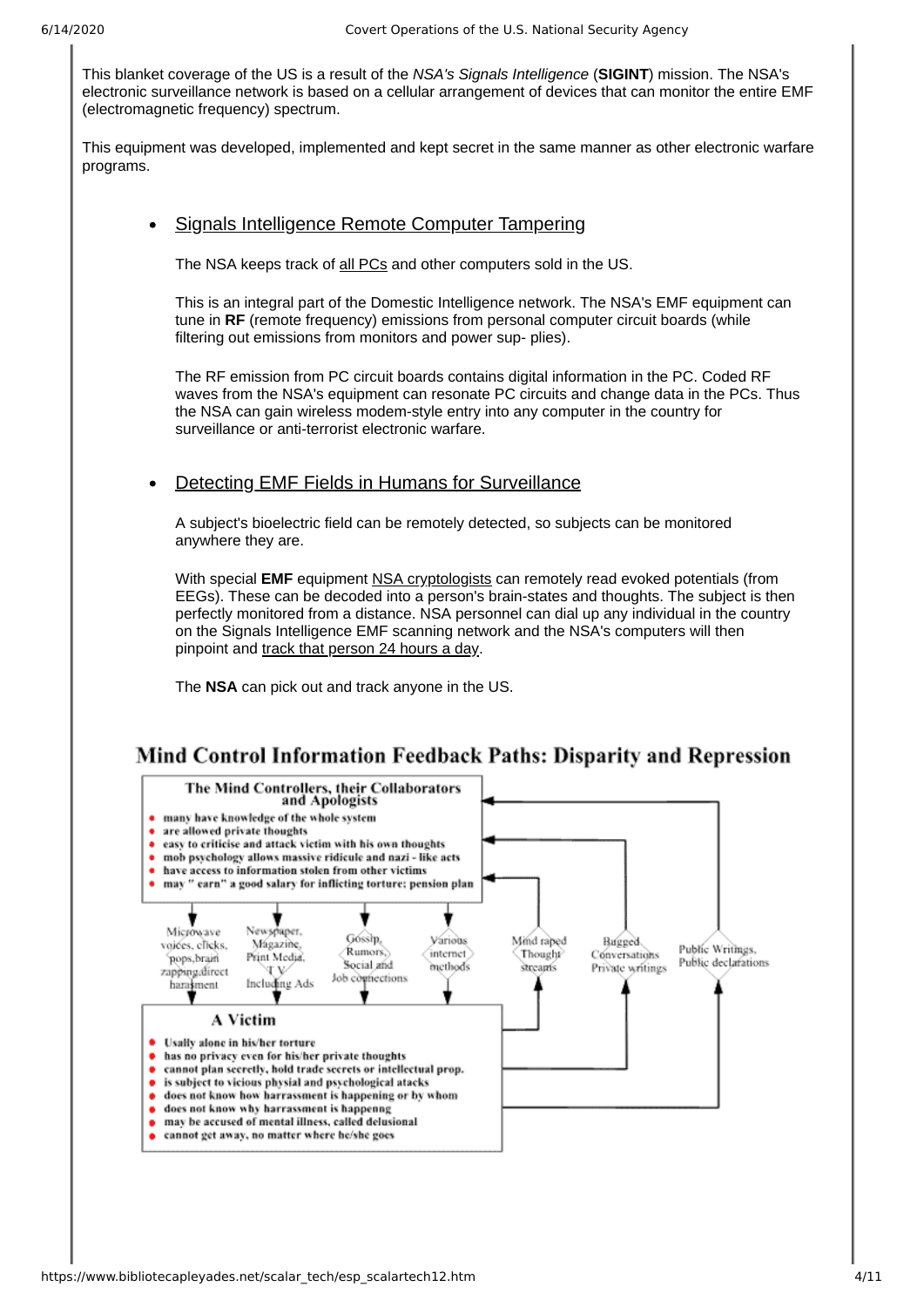This blanket coverage of the US is a result of the *NSA's Signals Intelligence* (**SIGINT**) mission. The NSA's electronic surveillance network is based on a cellular arrangement of devices that can monitor the entire EMF (electromagnetic frequency) spectrum.

This equipment was developed, implemented and kept secret in the same manner as other electronic warfare programs.

- ## Signals Intelligence Remote Computer Tampering

  The NSA keeps track of all PCs and other computers sold in the US.

  This is an integral part of the Domestic Intelligence network. The NSA's EMF equipment can tune in **RF** (remote frequency) emissions from personal computer circuit boards (while filtering out emissions from monitors and power sup- plies).

  The RF emission from PC circuit boards contains digital information in the PC. Coded RF waves from the NSA's equipment can resonate PC circuits and change data in the PCs. Thus the NSA can gain wireless modem-style entry into any computer in the country for surveillance or anti-terrorist electronic warfare.

- ## Detecting EMF Fields in Humans for Surveillance

  A subject's bioelectric field can be remotely detected, so subjects can be monitored anywhere they are.

  With special **EMF** equipment NSA cryptologists can remotely read evoked potentials (from EEGs). These can be decoded into a person's brain-states and thoughts. The subject is then perfectly monitored from a distance. NSA personnel can dial up any individual in the country on the Signals Intelligence EMF scanning network and the NSA's computers will then pinpoint and track that person 24 hours a day.

  The **NSA** can pick out and track anyone in the US.

## Mind Control Information Feedback Paths: Disparity and Repression

**The Mind Controllers, their Collaborators and Apologists**

- many have knowledge of the whole system
- are allowed private thoughts
- easy to criticise and attack victim with his own thoughts
- mob psychology allows massive ridicule and nazi - like acts
- have access to information stolen from other victims
- may " earn" a good salary for inflicting torture: pension plan

Microwave voices, clicks, pops, brain zapping, direct harasment

Newspaper, Magazine, Print Media, T V Including Ads

Gossip, Rumors, Social and Job connections

Various internet methods

Mind raped Thought streams

Bugged Conversations Private writings

Public Writings, Public declarations

**A Victim**

- Usally alone in his/her torture
- has no privacy even for his/her private thoughts
- cannot plan secretly, hold trade secrets or intellectual prop.
- is subject to vicious physial and psychological atacks
- does not know how harrassment is happening or by whom
- does not know why harrassment is happenng
- may be accused of mental illness, called delusional
- cannot get away, no matter where he/she goes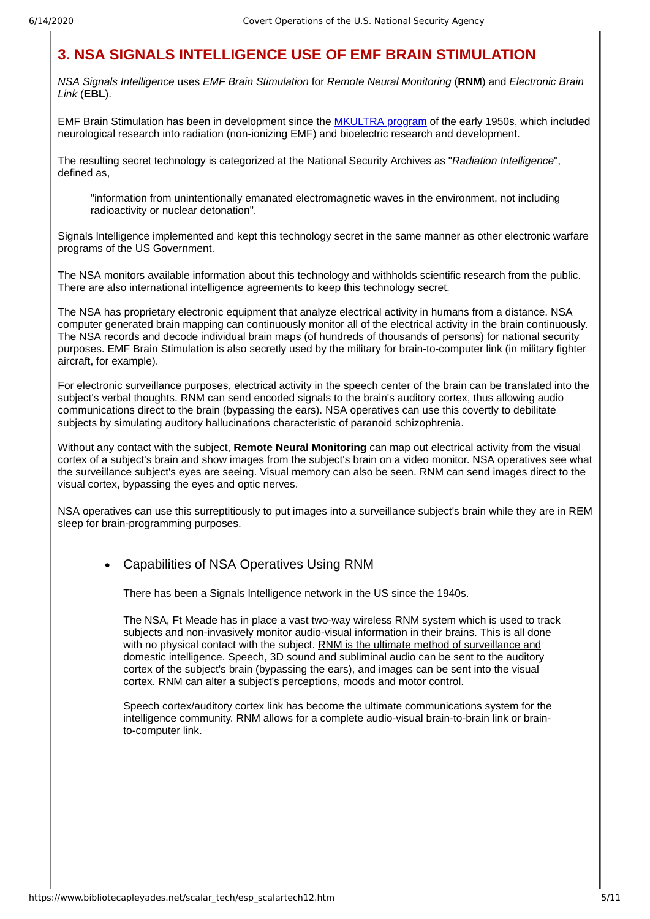# 3. NSA SIGNALS INTELLIGENCE USE OF EMF BRAIN STIMULATION

*NSA Signals Intelligence* uses *EMF Brain Stimulation* for *Remote Neural Monitoring* (**RNM**) and *Electronic Brain Link* (**EBL**).

EMF Brain Stimulation has been in development since the MKULTRA program of the early 1950s, which included neurological research into radiation (non-ionizing EMF) and bioelectric research and development.

The resulting secret technology is categorized at the National Security Archives as "*Radiation Intelligence*", defined as,

> "information from unintentionally emanated electromagnetic waves in the environment, not including radioactivity or nuclear detonation".

Signals Intelligence implemented and kept this technology secret in the same manner as other electronic warfare programs of the US Government.

The NSA monitors available information about this technology and withholds scientific research from the public. There are also international intelligence agreements to keep this technology secret.

The NSA has proprietary electronic equipment that analyze electrical activity in humans from a distance. NSA computer generated brain mapping can continuously monitor all of the electrical activity in the brain continuously. The NSA records and decode individual brain maps (of hundreds of thousands of persons) for national security purposes. EMF Brain Stimulation is also secretly used by the military for brain-to-computer link (in military fighter aircraft, for example).

For electronic surveillance purposes, electrical activity in the speech center of the brain can be translated into the subject's verbal thoughts. RNM can send encoded signals to the brain's auditory cortex, thus allowing audio communications direct to the brain (bypassing the ears). NSA operatives can use this covertly to debilitate subjects by simulating auditory hallucinations characteristic of paranoid schizophrenia.

Without any contact with the subject, **Remote Neural Monitoring** can map out electrical activity from the visual cortex of a subject's brain and show images from the subject's brain on a video monitor. NSA operatives see what the surveillance subject's eyes are seeing. Visual memory can also be seen. RNM can send images direct to the visual cortex, bypassing the eyes and optic nerves.

NSA operatives can use this surreptitiously to put images into a surveillance subject's brain while they are in REM sleep for brain-programming purposes.

- Capabilities of NSA Operatives Using RNM

  There has been a Signals Intelligence network in the US since the 1940s.

  The NSA, Ft Meade has in place a vast two-way wireless RNM system which is used to track subjects and non-invasively monitor audio-visual information in their brains. This is all done with no physical contact with the subject. RNM is the ultimate method of surveillance and domestic intelligence. Speech, 3D sound and subliminal audio can be sent to the auditory cortex of the subject's brain (bypassing the ears), and images can be sent into the visual cortex. RNM can alter a subject's perceptions, moods and motor control.

  Speech cortex/auditory cortex link has become the ultimate communications system for the intelligence community. RNM allows for a complete audio-visual brain-to-brain link or brain-to-computer link.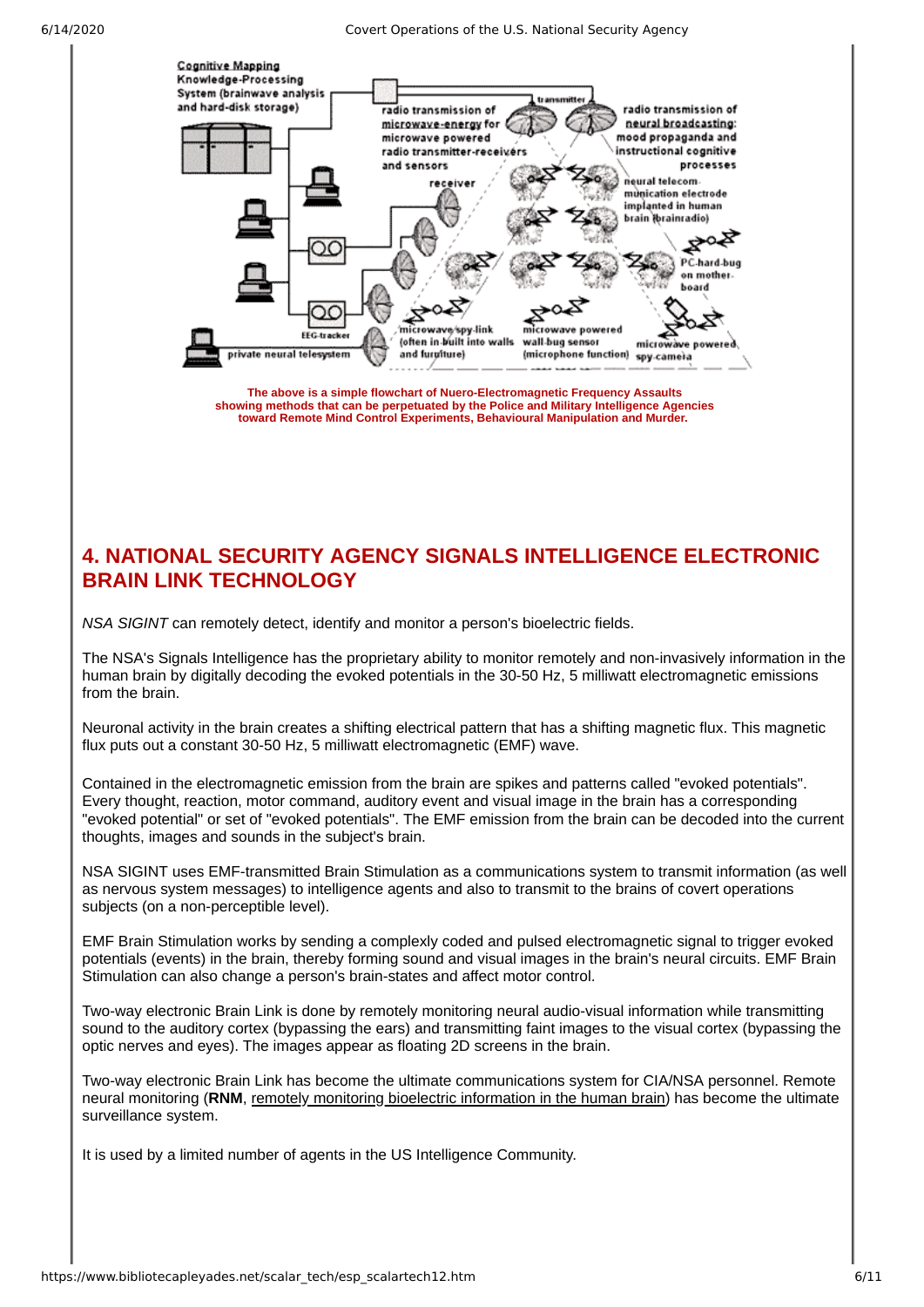Cognitive Mapping
Knowledge-Processing
System (brainwave analysis
and hard-disk storage)

radio transmission of
microwave-energy for
microwave powered
radio transmitter-receivers
and sensors

transmitter

radio transmission of
neural broadcasting:
mood propaganda and
instructional cognitive
processes

receiver

neural telecom-
munication electrode
implanted in human
brain (brainradio)

PC-hard-bug
on mother-
board

EEG-tracker

private neural telesystem

microwave spy-link
(often in-built into walls
and furniture)

microwave powered
wall-bug sensor
(microphone function)

microwave powered
spy-camera

**The above is a simple flowchart of Nuero-Electromagnetic Frequency Assaults showing methods that can be perpetuated by the Police and Military Intelligence Agencies toward Remote Mind Control Experiments, Behavioural Manipulation and Murder.**

## 4. NATIONAL SECURITY AGENCY SIGNALS INTELLIGENCE ELECTRONIC BRAIN LINK TECHNOLOGY

*NSA SIGINT* can remotely detect, identify and monitor a person's bioelectric fields.

The NSA's Signals Intelligence has the proprietary ability to monitor remotely and non-invasively information in the human brain by digitally decoding the evoked potentials in the 30-50 Hz, 5 milliwatt electromagnetic emissions from the brain.

Neuronal activity in the brain creates a shifting electrical pattern that has a shifting magnetic flux. This magnetic flux puts out a constant 30-50 Hz, 5 milliwatt electromagnetic (EMF) wave.

Contained in the electromagnetic emission from the brain are spikes and patterns called "evoked potentials". Every thought, reaction, motor command, auditory event and visual image in the brain has a corresponding "evoked potential" or set of "evoked potentials". The EMF emission from the brain can be decoded into the current thoughts, images and sounds in the subject's brain.

NSA SIGINT uses EMF-transmitted Brain Stimulation as a communications system to transmit information (as well as nervous system messages) to intelligence agents and also to transmit to the brains of covert operations subjects (on a non-perceptible level).

EMF Brain Stimulation works by sending a complexly coded and pulsed electromagnetic signal to trigger evoked potentials (events) in the brain, thereby forming sound and visual images in the brain's neural circuits. EMF Brain Stimulation can also change a person's brain-states and affect motor control.

Two-way electronic Brain Link is done by remotely monitoring neural audio-visual information while transmitting sound to the auditory cortex (bypassing the ears) and transmitting faint images to the visual cortex (bypassing the optic nerves and eyes). The images appear as floating 2D screens in the brain.

Two-way electronic Brain Link has become the ultimate communications system for CIA/NSA personnel. Remote neural monitoring (**RNM**, remotely monitoring bioelectric information in the human brain) has become the ultimate surveillance system.

It is used by a limited number of agents in the US Intelligence Community.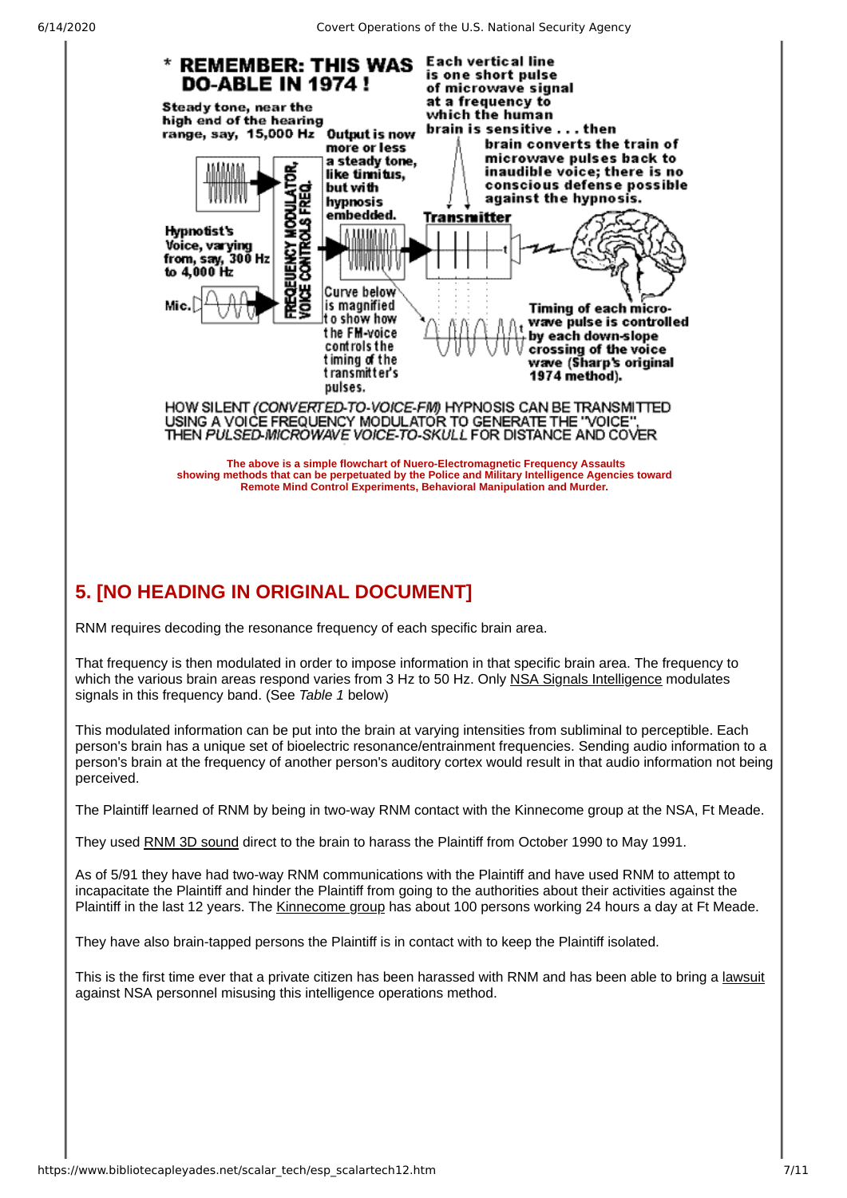\* REMEMBER: THIS WAS DO-ABLE IN 1974 !

Steady tone, near the high end of the hearing range, say, 15,000 Hz

Hypnotist's Voice, varying from, say, 300 Hz to 4,000 Hz

Mic.

FREQUENCY MODULATOR, VOICE CONTROLS FREQ.

Output is now more or less a steady tone, like tinnitus, but with hypnosis embedded.

Curve below is magnified to show how the FM-voice controls the timing of the transmitter's pulses.

Each vertical line is one short pulse of microwave signal at a frequency to which the human brain is sensitive . . . then brain converts the train of microwave pulses back to inaudible voice; there is no conscious defense possible against the hypnosis.

Transmitter

Timing of each microwave pulse is controlled by each down-slope crossing of the voice wave (Sharp's original 1974 method).

HOW SILENT *(CONVERTED-TO-VOICE-FM)* HYPNOSIS CAN BE TRANSMITTED USING A VOICE FREQUENCY MODULATOR TO GENERATE THE "VOICE", THEN *PULSED-MICROWAVE VOICE-TO-SKULL* FOR DISTANCE AND COVER

**The above is a simple flowchart of Nuero-Electromagnetic Frequency Assaults showing methods that can be perpetuated by the Police and Military Intelligence Agencies toward Remote Mind Control Experiments, Behavioral Manipulation and Murder.**

## 5. [NO HEADING IN ORIGINAL DOCUMENT]

RNM requires decoding the resonance frequency of each specific brain area.

That frequency is then modulated in order to impose information in that specific brain area. The frequency to which the various brain areas respond varies from 3 Hz to 50 Hz. Only NSA Signals Intelligence modulates signals in this frequency band. (See *Table 1* below)

This modulated information can be put into the brain at varying intensities from subliminal to perceptible. Each person's brain has a unique set of bioelectric resonance/entrainment frequencies. Sending audio information to a person's brain at the frequency of another person's auditory cortex would result in that audio information not being perceived.

The Plaintiff learned of RNM by being in two-way RNM contact with the Kinnecome group at the NSA, Ft Meade.

They used RNM 3D sound direct to the brain to harass the Plaintiff from October 1990 to May 1991.

As of 5/91 they have had two-way RNM communications with the Plaintiff and have used RNM to attempt to incapacitate the Plaintiff and hinder the Plaintiff from going to the authorities about their activities against the Plaintiff in the last 12 years. The Kinnecome group has about 100 persons working 24 hours a day at Ft Meade.

They have also brain-tapped persons the Plaintiff is in contact with to keep the Plaintiff isolated.

This is the first time ever that a private citizen has been harassed with RNM and has been able to bring a lawsuit against NSA personnel misusing this intelligence operations method.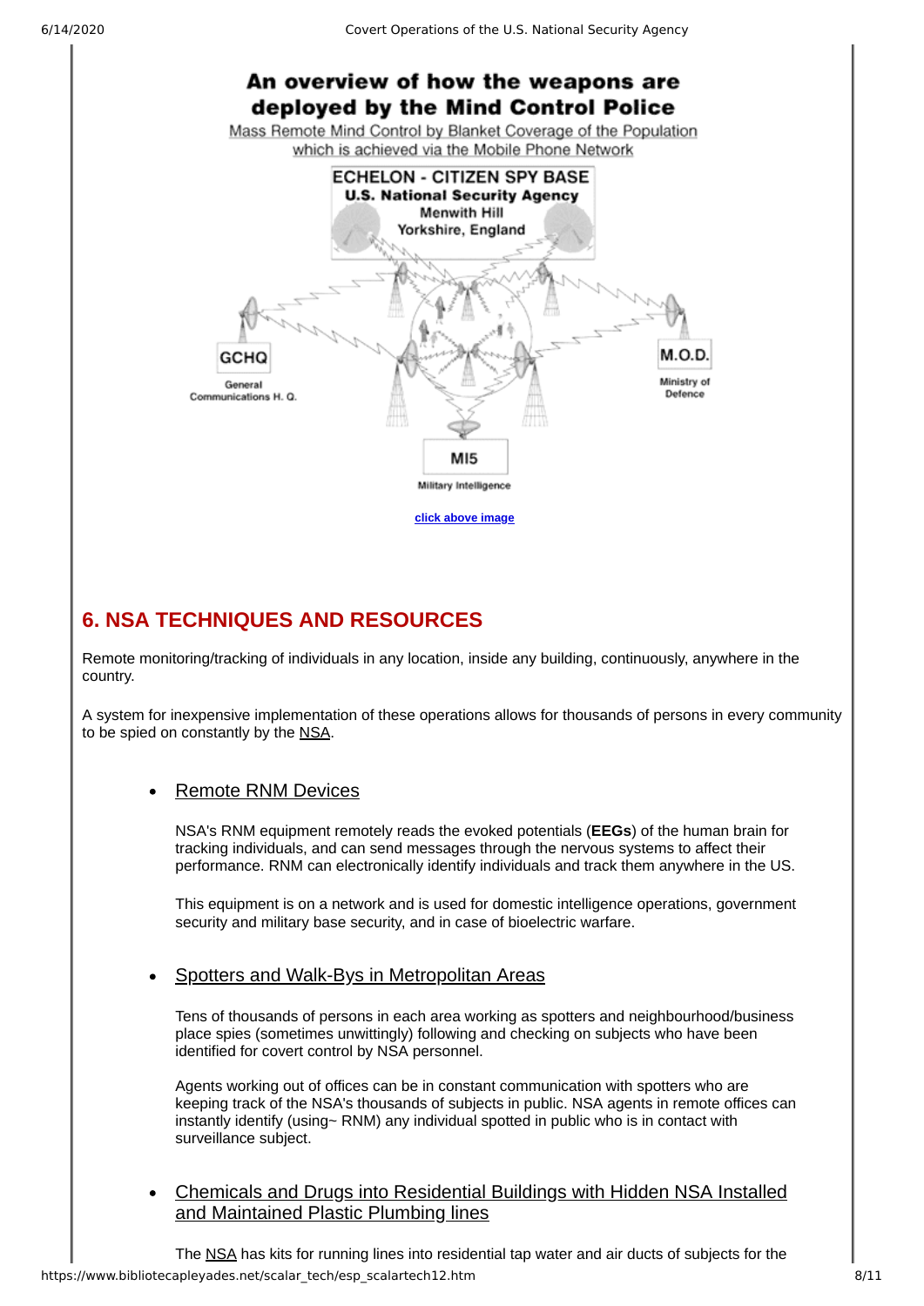## An overview of how the weapons are deployed by the Mind Control Police

Mass Remote Mind Control by Blanket Coverage of the Population which is achieved via the Mobile Phone Network

ECHELON - CITIZEN SPY BASE
U.S. National Security Agency
Menwith Hill
Yorkshire, England

GCHQ
General Communications H. Q.

M.O.D.
Ministry of Defence

MI5
Military Intelligence

**click above image**

## 6. NSA TECHNIQUES AND RESOURCES

Remote monitoring/tracking of individuals in any location, inside any building, continuously, anywhere in the country.

A system for inexpensive implementation of these operations allows for thousands of persons in every community to be spied on constantly by the NSA.

- Remote RNM Devices

  NSA's RNM equipment remotely reads the evoked potentials (**EEGs**) of the human brain for tracking individuals, and can send messages through the nervous systems to affect their performance. RNM can electronically identify individuals and track them anywhere in the US.

  This equipment is on a network and is used for domestic intelligence operations, government security and military base security, and in case of bioelectric warfare.

- Spotters and Walk-Bys in Metropolitan Areas

  Tens of thousands of persons in each area working as spotters and neighbourhood/business place spies (sometimes unwittingly) following and checking on subjects who have been identified for covert control by NSA personnel.

  Agents working out of offices can be in constant communication with spotters who are keeping track of the NSA's thousands of subjects in public. NSA agents in remote offices can instantly identify (using~ RNM) any individual spotted in public who is in contact with surveillance subject.

- Chemicals and Drugs into Residential Buildings with Hidden NSA Installed and Maintained Plastic Plumbing lines

  The NSA has kits for running lines into residential tap water and air ducts of subjects for the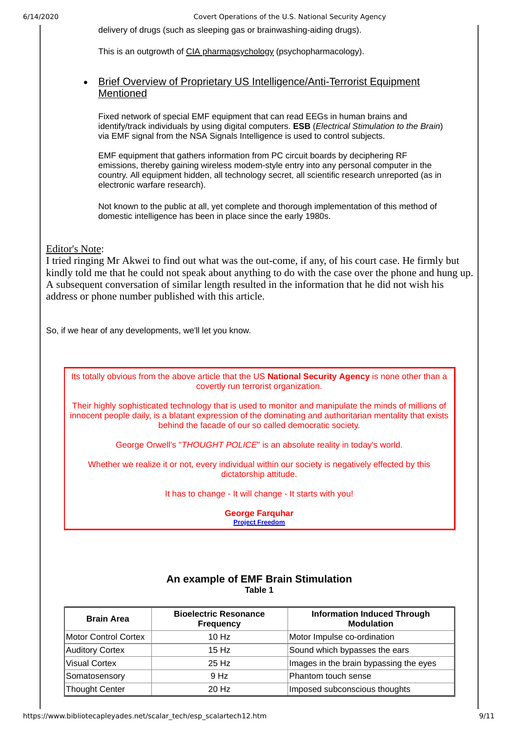delivery of drugs (such as sleeping gas or brainwashing-aiding drugs).

This is an outgrowth of CIA pharmapsychology (psychopharmacology).

- Brief Overview of Proprietary US Intelligence/Anti-Terrorist Equipment Mentioned

  Fixed network of special EMF equipment that can read EEGs in human brains and identify/track individuals by using digital computers. **ESB** (*Electrical Stimulation to the Brain*) via EMF signal from the NSA Signals Intelligence is used to control subjects.

  EMF equipment that gathers information from PC circuit boards by deciphering RF emissions, thereby gaining wireless modem-style entry into any personal computer in the country. All equipment hidden, all technology secret, all scientific research unreported (as in electronic warfare research).

  Not known to the public at all, yet complete and thorough implementation of this method of domestic intelligence has been in place since the early 1980s.

Editor's Note:
I tried ringing Mr Akwei to find out what was the out-come, if any, of his court case. He firmly but kindly told me that he could not speak about anything to do with the case over the phone and hung up. A subsequent conversation of similar length resulted in the information that he did not wish his address or phone number published with this article.

So, if we hear of any developments, we'll let you know.

Its totally obvious from the above article that the US **National Security Agency** is none other than a covertly run terrorist organization.

Their highly sophisticated technology that is used to monitor and manipulate the minds of millions of innocent people daily, is a blatant expression of the dominating and authoritarian mentality that exists behind the facade of our so called democratic society.

George Orwell's "*THOUGHT POLICE*" is an absolute reality in today's world.

Whether we realize it or not, every individual within our society is negatively effected by this dictatorship attitude.

It has to change - It will change - It starts with you!

**George Farquhar**
**Project Freedom**

### An example of EMF Brain Stimulation

**Table 1**

| Brain Area | Bioelectric Resonance Frequency | Information Induced Through Modulation |
|---|---|---|
| Motor Control Cortex | 10 Hz | Motor Impulse co-ordination |
| Auditory Cortex | 15 Hz | Sound which bypasses the ears |
| Visual Cortex | 25 Hz | Images in the brain bypassing the eyes |
| Somatosensory | 9 Hz | Phantom touch sense |
| Thought Center | 20 Hz | Imposed subconscious thoughts |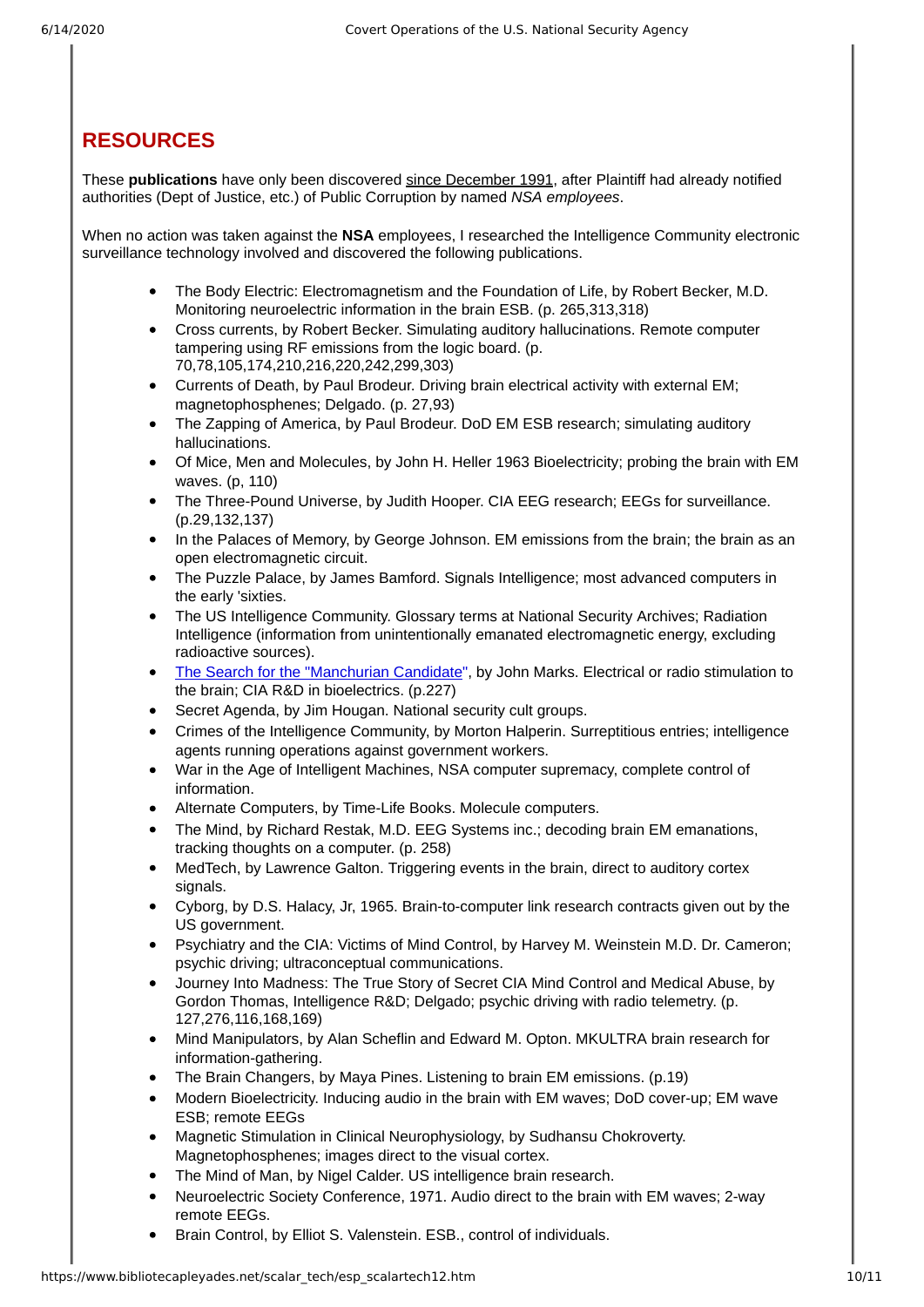## RESOURCES

These **publications** have only been discovered since December 1991, after Plaintiff had already notified authorities (Dept of Justice, etc.) of Public Corruption by named *NSA employees*.

When no action was taken against the **NSA** employees, I researched the Intelligence Community electronic surveillance technology involved and discovered the following publications.

- The Body Electric: Electromagnetism and the Foundation of Life, by Robert Becker, M.D. Monitoring neuroelectric information in the brain ESB. (p. 265,313,318)
- Cross currents, by Robert Becker. Simulating auditory hallucinations. Remote computer tampering using RF emissions from the logic board. (p. 70,78,105,174,210,216,220,242,299,303)
- Currents of Death, by Paul Brodeur. Driving brain electrical activity with external EM; magnetophosphenes; Delgado. (p. 27,93)
- The Zapping of America, by Paul Brodeur. DoD EM ESB research; simulating auditory hallucinations.
- Of Mice, Men and Molecules, by John H. Heller 1963 Bioelectricity; probing the brain with EM waves. (p, 110)
- The Three-Pound Universe, by Judith Hooper. CIA EEG research; EEGs for surveillance. (p.29,132,137)
- In the Palaces of Memory, by George Johnson. EM emissions from the brain; the brain as an open electromagnetic circuit.
- The Puzzle Palace, by James Bamford. Signals Intelligence; most advanced computers in the early 'sixties.
- The US Intelligence Community. Glossary terms at National Security Archives; Radiation Intelligence (information from unintentionally emanated electromagnetic energy, excluding radioactive sources).
- The Search for the "Manchurian Candidate", by John Marks. Electrical or radio stimulation to the brain; CIA R&D in bioelectrics. (p.227)
- Secret Agenda, by Jim Hougan. National security cult groups.
- Crimes of the Intelligence Community, by Morton Halperin. Surreptitious entries; intelligence agents running operations against government workers.
- War in the Age of Intelligent Machines, NSA computer supremacy, complete control of information.
- Alternate Computers, by Time-Life Books. Molecule computers.
- The Mind, by Richard Restak, M.D. EEG Systems inc.; decoding brain EM emanations, tracking thoughts on a computer. (p. 258)
- MedTech, by Lawrence Galton. Triggering events in the brain, direct to auditory cortex signals.
- Cyborg, by D.S. Halacy, Jr, 1965. Brain-to-computer link research contracts given out by the US government.
- Psychiatry and the CIA: Victims of Mind Control, by Harvey M. Weinstein M.D. Dr. Cameron; psychic driving; ultraconceptual communications.
- Journey Into Madness: The True Story of Secret CIA Mind Control and Medical Abuse, by Gordon Thomas, Intelligence R&D; Delgado; psychic driving with radio telemetry. (p. 127,276,116,168,169)
- Mind Manipulators, by Alan Scheflin and Edward M. Opton. MKULTRA brain research for information-gathering.
- The Brain Changers, by Maya Pines. Listening to brain EM emissions. (p.19)
- Modern Bioelectricity. Inducing audio in the brain with EM waves; DoD cover-up; EM wave ESB; remote EEGs
- Magnetic Stimulation in Clinical Neurophysiology, by Sudhansu Chokroverty. Magnetophosphenes; images direct to the visual cortex.
- The Mind of Man, by Nigel Calder. US intelligence brain research.
- Neuroelectric Society Conference, 1971. Audio direct to the brain with EM waves; 2-way remote EEGs.
- Brain Control, by Elliot S. Valenstein. ESB., control of individuals.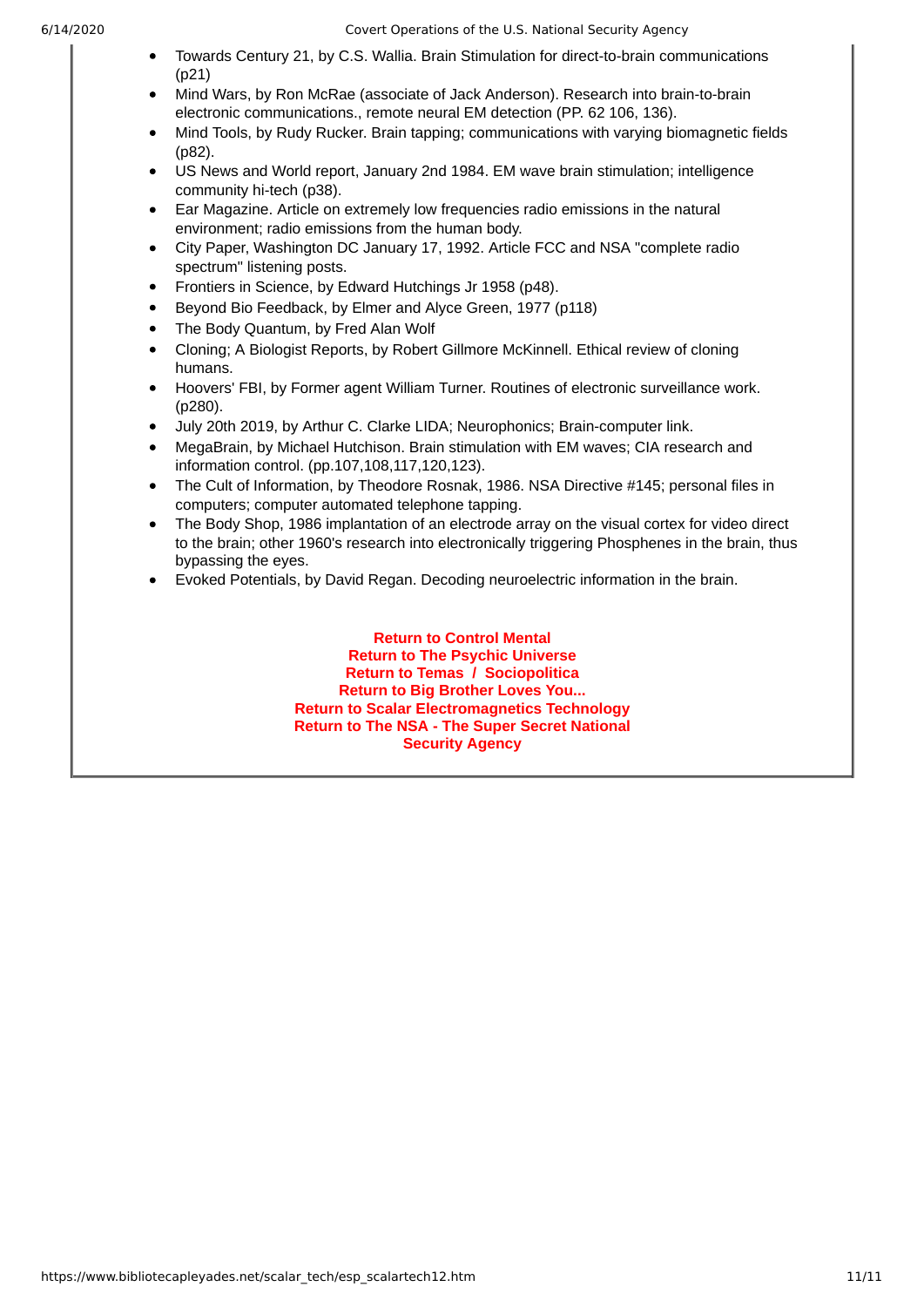- Towards Century 21, by C.S. Wallia. Brain Stimulation for direct-to-brain communications (p21)
- Mind Wars, by Ron McRae (associate of Jack Anderson). Research into brain-to-brain electronic communications., remote neural EM detection (PP. 62 106, 136).
- Mind Tools, by Rudy Rucker. Brain tapping; communications with varying biomagnetic fields (p82).
- US News and World report, January 2nd 1984. EM wave brain stimulation; intelligence community hi-tech (p38).
- Ear Magazine. Article on extremely low frequencies radio emissions in the natural environment; radio emissions from the human body.
- City Paper, Washington DC January 17, 1992. Article FCC and NSA "complete radio spectrum" listening posts.
- Frontiers in Science, by Edward Hutchings Jr 1958 (p48).
- Beyond Bio Feedback, by Elmer and Alyce Green, 1977 (p118)
- The Body Quantum, by Fred Alan Wolf
- Cloning; A Biologist Reports, by Robert Gillmore McKinnell. Ethical review of cloning humans.
- Hoovers' FBI, by Former agent William Turner. Routines of electronic surveillance work. (p280).
- July 20th 2019, by Arthur C. Clarke LIDA; Neurophonics; Brain-computer link.
- MegaBrain, by Michael Hutchison. Brain stimulation with EM waves; CIA research and information control. (pp.107,108,117,120,123).
- The Cult of Information, by Theodore Rosnak, 1986. NSA Directive #145; personal files in computers; computer automated telephone tapping.
- The Body Shop, 1986 implantation of an electrode array on the visual cortex for video direct to the brain; other 1960's research into electronically triggering Phosphenes in the brain, thus bypassing the eyes.
- Evoked Potentials, by David Regan. Decoding neuroelectric information in the brain.

**Return to Control Mental**
**Return to The Psychic Universe**
**Return to Temas / Sociopolitica**
**Return to Big Brother Loves You...**
**Return to Scalar Electromagnetics Technology**
**Return to The NSA - The Super Secret National Security Agency**